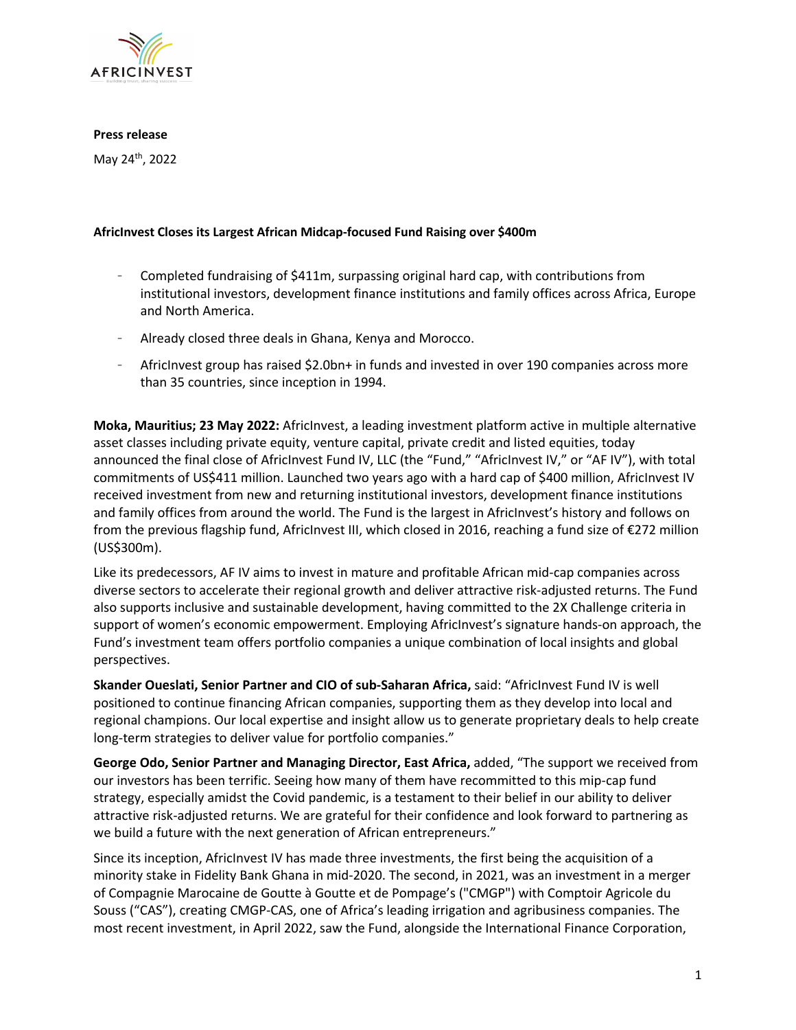AFRICINVEST

**Press release**

May 24th, 2022

**AfricInvest Closes its Largest African Midcap-focused Fund Raising over $400m**

- Completed fundraising of $411m, surpassing original hard cap, with contributions from institutional investors, development finance institutions and family offices across Africa, Europe and North America.
- Already closed three deals in Ghana, Kenya and Morocco.
- AfricInvest group has raised $2.0bn+ in funds and invested in over 190 companies across more than 35 countries, since inception in 1994.

**Moka, Mauritius; 23 May 2022:** AfricInvest, a leading investment platform active in multiple alternative asset classes including private equity, venture capital, private credit and listed equities, today announced the final close of AfricInvest Fund IV, LLC (the "Fund," "AfricInvest IV," or "AF IV"), with total commitments of US$411 million. Launched two years ago with a hard cap of $400 million, AfricInvest IV received investment from new and returning institutional investors, development finance institutions and family offices from around the world. The Fund is the largest in AfricInvest's history and follows on from the previous flagship fund, AfricInvest III, which closed in 2016, reaching a fund size of €272 million (US$300m).

Like its predecessors, AF IV aims to invest in mature and profitable African mid-cap companies across diverse sectors to accelerate their regional growth and deliver attractive risk-adjusted returns. The Fund also supports inclusive and sustainable development, having committed to the 2X Challenge criteria in support of women's economic empowerment. Employing AfricInvest's signature hands-on approach, the Fund's investment team offers portfolio companies a unique combination of local insights and global perspectives.

**Skander Oueslati, Senior Partner and CIO of sub-Saharan Africa,** said: "AfricInvest Fund IV is well positioned to continue financing African companies, supporting them as they develop into local and regional champions. Our local expertise and insight allow us to generate proprietary deals to help create long-term strategies to deliver value for portfolio companies."

**George Odo, Senior Partner and Managing Director, East Africa,** added, "The support we received from our investors has been terrific. Seeing how many of them have recommitted to this mip-cap fund strategy, especially amidst the Covid pandemic, is a testament to their belief in our ability to deliver attractive risk-adjusted returns. We are grateful for their confidence and look forward to partnering as we build a future with the next generation of African entrepreneurs."

Since its inception, AfricInvest IV has made three investments, the first being the acquisition of a minority stake in Fidelity Bank Ghana in mid-2020. The second, in 2021, was an investment in a merger of Compagnie Marocaine de Goutte à Goutte et de Pompage's ("CMGP") with Comptoir Agricole du Souss ("CAS"), creating CMGP-CAS, one of Africa's leading irrigation and agribusiness companies. The most recent investment, in April 2022, saw the Fund, alongside the International Finance Corporation,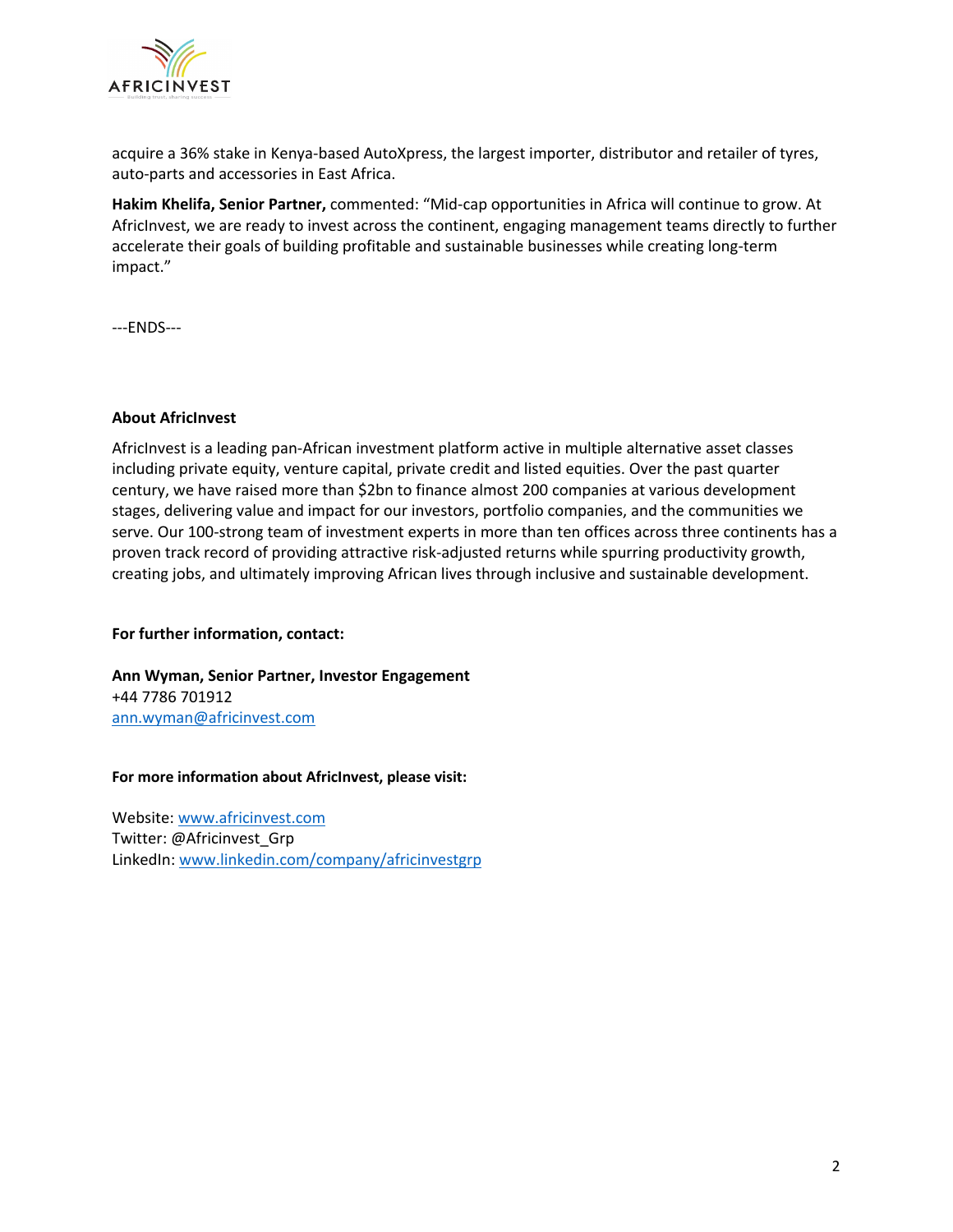acquire a 36% stake in Kenya-based AutoXpress, the largest importer, distributor and retailer of tyres, auto-parts and accessories in East Africa.

**Hakim Khelifa, Senior Partner,** commented: "Mid-cap opportunities in Africa will continue to grow. At AfricInvest, we are ready to invest across the continent, engaging management teams directly to further accelerate their goals of building profitable and sustainable businesses while creating long-term impact."

---ENDS---

**About AfricInvest**

AfricInvest is a leading pan-African investment platform active in multiple alternative asset classes including private equity, venture capital, private credit and listed equities. Over the past quarter century, we have raised more than $2bn to finance almost 200 companies at various development stages, delivering value and impact for our investors, portfolio companies, and the communities we serve. Our 100-strong team of investment experts in more than ten offices across three continents has a proven track record of providing attractive risk-adjusted returns while spurring productivity growth, creating jobs, and ultimately improving African lives through inclusive and sustainable development.

**For further information, contact:**

**Ann Wyman, Senior Partner, Investor Engagement**
+44 7786 701912
ann.wyman@africinvest.com

**For more information about AfricInvest, please visit:**

Website: www.africinvest.com
Twitter: @Africinvest_Grp
LinkedIn: www.linkedin.com/company/africinvestgrp